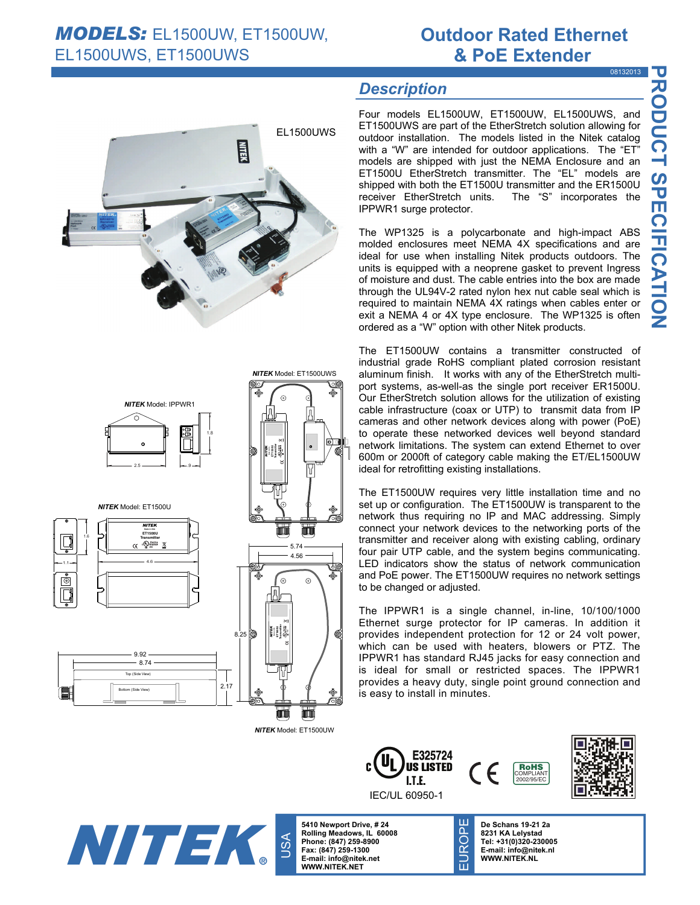# MODELS: EL1500UW, ET1500UW, EL1500UWS, ET1500UWS

# Outdoor Rated Ethernet & PoE Extender

08132013

PRODUCT SPECIFICATION

## Description

Four models EL1500UW, ET1500UW, EL1500UWS, and ET1500UWS are part of the EtherStretch solution allowing for outdoor installation. The models listed in the Nitek catalog with a "W" are intended for outdoor applications. The "ET" models are shipped with just the NEMA Enclosure and an ET1500U EtherStretch transmitter. The "EL" models are shipped with both the ET1500U transmitter and the ER1500U receiver EtherStretch units. The "S" incorporates the IPPWR1 surge protector.

The WP1325 is a polycarbonate and high-impact ABS molded enclosures meet NEMA 4X specifications and are ideal for use when installing Nitek products outdoors. The units is equipped with a neoprene gasket to prevent Ingress of moisture and dust. The cable entries into the box are made through the UL94V-2 rated nylon hex nut cable seal which is required to maintain NEMA 4X ratings when cables enter or exit a NEMA 4 or 4X type enclosure. The WP1325 is often ordered as a "W" option with other Nitek products.

The ET1500UW contains a transmitter constructed of industrial grade RoHS compliant plated corrosion resistant aluminum finish. It works with any of the EtherStretch multi-port systems, as-well-as the single port receiver ER1500U. Our EtherStretch solution allows for the utilization of existing cable infrastructure (coax or UTP) to transmit data from IP cameras and other network devices along with power (PoE) to operate these networked devices well beyond standard network limitations. The system can extend Ethernet to over 600m or 2000ft of category cable making the ET/EL1500UW ideal for retrofitting existing installations.

The ET1500UW requires very little installation time and no set up or configuration. The ET1500UW is transparent to the network thus requiring no IP and MAC addressing. Simply connect your network devices to the networking ports of the transmitter and receiver along with existing cabling, ordinary four pair UTP cable, and the system begins communicating. LED indicators show the status of network communication and PoE power. The ET1500UW requires no network settings to be changed or adjusted.

The IPPWR1 is a single channel, in-line, 10/100/1000 Ethernet surge protector for IP cameras. In addition it provides independent protection for 12 or 24 volt power, which can be used with heaters, blowers or PTZ. The IPPWR1 has standard RJ45 jacks for easy connection and is ideal for small or restricted spaces. The IPPWR1 provides a heavy duty, single point ground connection and is easy to install in minutes.

EL1500UWS

*NITEK* Model: IPPWR1

2.5 — .9 — 1.8

*NITEK* Model: ET1500UWS

*NITEK* Model: ET1500U

1.1 — 4.6 — 1.6

5.74 — 4.56 — 8.25

9.92 — 8.74 — 2.17

Top (Side View)

Bottom (Side View)

*NITEK* Model: ET1500UW

c UL US LISTED E325724 I.T.E.

IEC/UL 60950-1

CE

RoHS COMPLIANT 2002/95/EC

NITEK®

USA
5410 Newport Drive, # 24
Rolling Meadows, IL 60008
Phone: (847) 259-8900
Fax: (847) 259-1300
E-mail: info@nitek.net
WWW.NITEK.NET

EUROPE
De Schans 19-21 2a
8231 KA Lelystad
Tel: +31(0)320-230005
E-mail: info@nitek.nl
WWW.NITEK.NL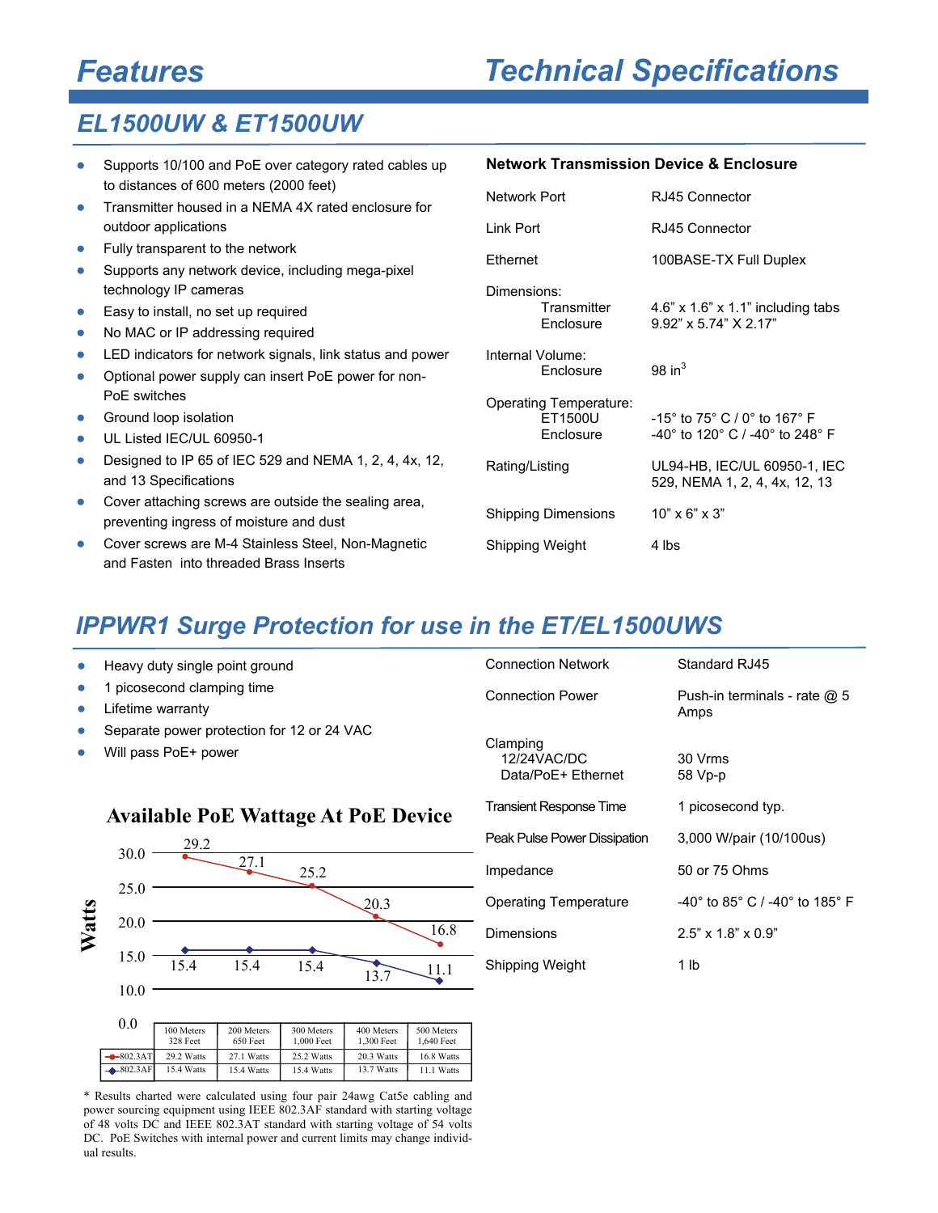# Features

# Technical Specifications

## EL1500UW & ET1500UW

- Supports 10/100 and PoE over category rated cables up to distances of 600 meters (2000 feet)
- Transmitter housed in a NEMA 4X rated enclosure for outdoor applications
- Fully transparent to the network
- Supports any network device, including mega-pixel technology IP cameras
- Easy to install, no set up required
- No MAC or IP addressing required
- LED indicators for network signals, link status and power
- Optional power supply can insert PoE power for non-PoE switches
- Ground loop isolation
- UL Listed IEC/UL 60950-1
- Designed to IP 65 of IEC 529 and NEMA 1, 2, 4, 4x, 12, and 13 Specifications
- Cover attaching screws are outside the sealing area, preventing ingress of moisture and dust
- Cover screws are M-4 Stainless Steel, Non-Magnetic and Fasten into threaded Brass Inserts

**Network Transmission Device & Enclosure**

| | |
|---|---|
| Network Port | RJ45 Connector |
| Link Port | RJ45 Connector |
| Ethernet | 100BASE-TX Full Duplex |
| Dimensions: | |
| Transmitter | 4.6” x 1.6” x 1.1” including tabs |
| Enclosure | 9.92” x 5.74” X 2.17” |
| Internal Volume: | |
| Enclosure | 98 in$^3$ |
| Operating Temperature: | |
| ET1500U | -15° to 75° C / 0° to 167° F |
| Enclosure | -40° to 120° C / -40° to 248° F |
| Rating/Listing | UL94-HB, IEC/UL 60950-1, IEC 529, NEMA 1, 2, 4, 4x, 12, 13 |
| Shipping Dimensions | 10” x 6” x 3” |
| Shipping Weight | 4 lbs |

## IPPWR1 Surge Protection for use in the ET/EL1500UWS

- Heavy duty single point ground
- 1 picosecond clamping time
- Lifetime warranty
- Separate power protection for 12 or 24 VAC
- Will pass PoE+ power

| | |
|---|---|
| Connection Network | Standard RJ45 |
| Connection Power | Push-in terminals - rate @ 5 Amps |
| Clamping | |
| 12/24VAC/DC | 30 Vrms |
| Data/PoE+ Ethernet | 58 Vp-p |
| Transient Response Time | 1 picosecond typ. |
| Peak Pulse Power Dissipation | 3,000 W/pair (10/100us) |
| Impedance | 50 or 75 Ohms |
| Operating Temperature | -40° to 85° C / -40° to 185° F |
| Dimensions | 2.5” x 1.8” x 0.9” |
| Shipping Weight | 1 lb |

**Available PoE Wattage At PoE Device**

Watts

30.0
25.0
20.0
15.0
10.0
0.0

29.2 27.1 25.2 20.3 16.8
15.4 15.4 15.4 13.7 11.1

| | 100 Meters 328 Feet | 200 Meters 650 Feet | 300 Meters 1,000 Feet | 400 Meters 1,300 Feet | 500 Meters 1,640 Feet |
|---|---|---|---|---|---|
| 802.3AT | 29.2 Watts | 27.1 Watts | 25.2 Watts | 20.3 Watts | 16.8 Watts |
| 802.3AF | 15.4 Watts | 15.4 Watts | 15.4 Watts | 13.7 Watts | 11.1 Watts |

\* Results charted were calculated using four pair 24awg Cat5e cabling and power sourcing equipment using IEEE 802.3AF standard with starting voltage of 48 volts DC and IEEE 802.3AT standard with starting voltage of 54 volts DC. PoE Switches with internal power and current limits may change individual results.